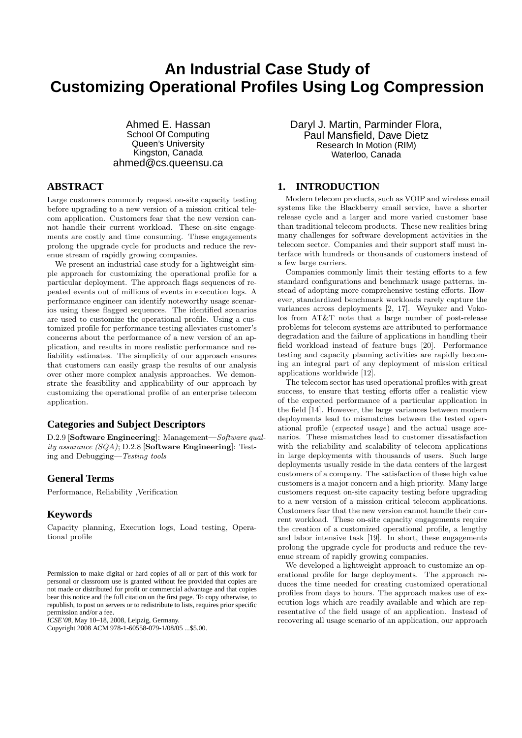# An Industrial Case Study of Customizing Operational Profiles Using Log Compression

Ahmed E. Hassan
School Of Computing
Queen's University
Kingston, Canada
ahmed@cs.queensu.ca

Daryl J. Martin, Parminder Flora, Paul Mansfield, Dave Dietz
Research In Motion (RIM)
Waterloo, Canada

## ABSTRACT

Large customers commonly request on-site capacity testing before upgrading to a new version of a mission critical telecom application. Customers fear that the new version cannot handle their current workload. These on-site engagements are costly and time consuming. These engagements prolong the upgrade cycle for products and reduce the revenue stream of rapidly growing companies.

We present an industrial case study for a lightweight simple approach for customizing the operational profile for a particular deployment. The approach flags sequences of repeated events out of millions of events in execution logs. A performance engineer can identify noteworthy usage scenarios using these flagged sequences. The identified scenarios are used to customize the operational profile. Using a customized profile for performance testing alleviates customer's concerns about the performance of a new version of an application, and results in more realistic performance and reliability estimates. The simplicity of our approach ensures that customers can easily grasp the results of our analysis over other more complex analysis approaches. We demonstrate the feasibility and applicability of our approach by customizing the operational profile of an enterprise telecom application.

### Categories and Subject Descriptors

D.2.9 [**Software Engineering**]: Management—*Software quality assurance (SQA)*; D.2.8 [**Software Engineering**]: Testing and Debugging—*Testing tools*

### General Terms

Performance, Reliability ,Verification

### Keywords

Capacity planning, Execution logs, Load testing, Operational profile

Permission to make digital or hard copies of all or part of this work for personal or classroom use is granted without fee provided that copies are not made or distributed for profit or commercial advantage and that copies bear this notice and the full citation on the first page. To copy otherwise, to republish, to post on servers or to redistribute to lists, requires prior specific permission and/or a fee.
*ICSE'08,* May 10–18, 2008, Leipzig, Germany.
Copyright 2008 ACM 978-1-60558-079-1/08/05 ...$5.00.

## 1. INTRODUCTION

Modern telecom products, such as VOIP and wireless email systems like the Blackberry email service, have a shorter release cycle and a larger and more varied customer base than traditional telecom products. These new realities bring many challenges for software development activities in the telecom sector. Companies and their support staff must interface with hundreds or thousands of customers instead of a few large carriers.

Companies commonly limit their testing efforts to a few standard configurations and benchmark usage patterns, instead of adopting more comprehensive testing efforts. However, standardized benchmark workloads rarely capture the variances across deployments [2, 17]. Weyuker and Vokolos from AT&T note that a large number of post-release problems for telecom systems are attributed to performance degradation and the failure of applications in handling their field workload instead of feature bugs [20]. Performance testing and capacity planning activities are rapidly becoming an integral part of any deployment of mission critical applications worldwide [12].

The telecom sector has used operational profiles with great success, to ensure that testing efforts offer a realistic view of the expected performance of a particular application in the field [14]. However, the large variances between modern deployments lead to mismatches between the tested operational profile (*expected usage*) and the actual usage scenarios. These mismatches lead to customer dissatisfaction with the reliability and scalability of telecom applications in large deployments with thousands of users. Such large deployments usually reside in the data centers of the largest customers of a company. The satisfaction of these high value customers is a major concern and a high priority. Many large customers request on-site capacity testing before upgrading to a new version of a mission critical telecom applications. Customers fear that the new version cannot handle their current workload. These on-site capacity engagements require the creation of a customized operational profile, a lengthy and labor intensive task [19]. In short, these engagements prolong the upgrade cycle for products and reduce the revenue stream of rapidly growing companies.

We developed a lightweight approach to customize an operational profile for large deployments. The approach reduces the time needed for creating customized operational profiles from days to hours. The approach makes use of execution logs which are readily available and which are representative of the field usage of an application. Instead of recovering all usage scenario of an application, our approach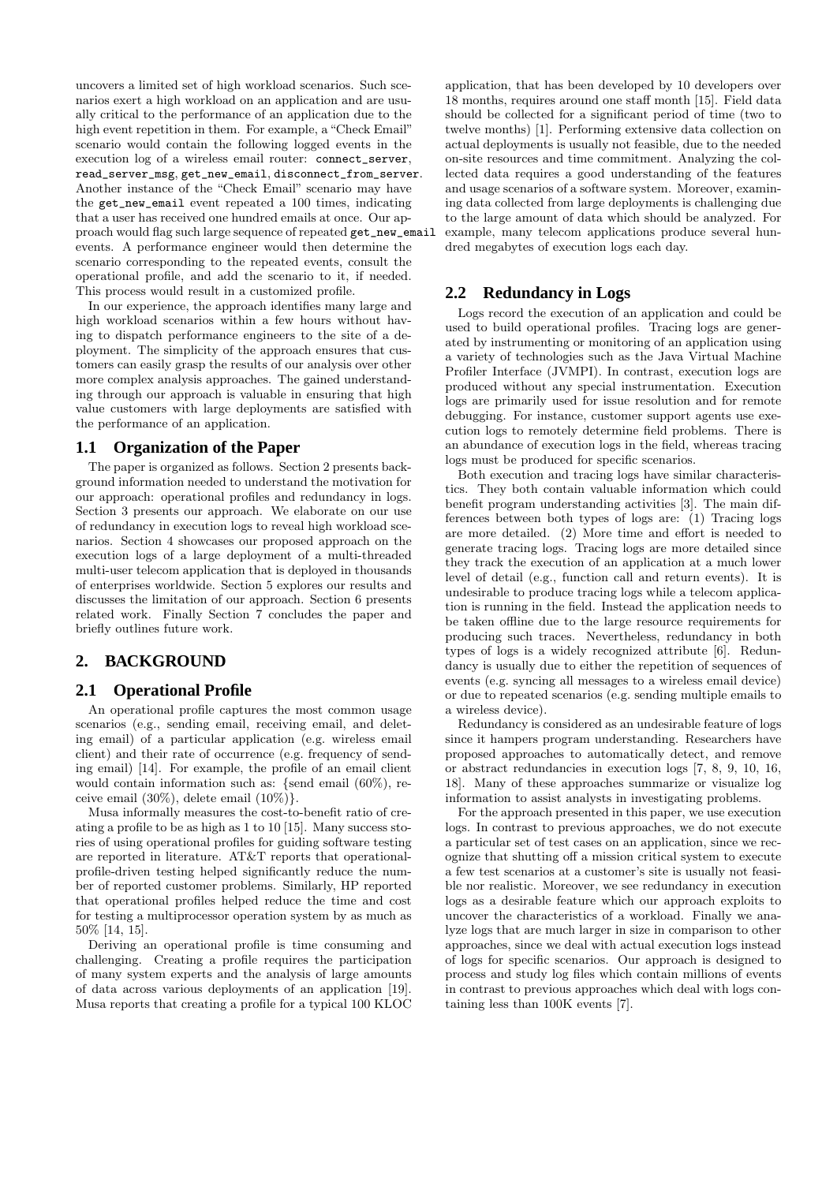uncovers a limited set of high workload scenarios. Such scenarios exert a high workload on an application and are usually critical to the performance of an application due to the high event repetition in them. For example, a "Check Email" scenario would contain the following logged events in the execution log of a wireless email router: `connect_server`, `read_server_msg`, `get_new_email`, `disconnect_from_server`. Another instance of the "Check Email" scenario may have the `get_new_email` event repeated a 100 times, indicating that a user has received one hundred emails at once. Our approach would flag such large sequence of repeated `get_new_email` events. A performance engineer would then determine the scenario corresponding to the repeated events, consult the operational profile, and add the scenario to it, if needed. This process would result in a customized profile.

In our experience, the approach identifies many large and high workload scenarios within a few hours without having to dispatch performance engineers to the site of a deployment. The simplicity of the approach ensures that customers can easily grasp the results of our analysis over other more complex analysis approaches. The gained understanding through our approach is valuable in ensuring that high value customers with large deployments are satisfied with the performance of an application.

## 1.1 Organization of the Paper

The paper is organized as follows. Section 2 presents background information needed to understand the motivation for our approach: operational profiles and redundancy in logs. Section 3 presents our approach. We elaborate on our use of redundancy in execution logs to reveal high workload scenarios. Section 4 showcases our proposed approach on the execution logs of a large deployment of a multi-threaded multi-user telecom application that is deployed in thousands of enterprises worldwide. Section 5 explores our results and discusses the limitation of our approach. Section 6 presents related work. Finally Section 7 concludes the paper and briefly outlines future work.

# 2. BACKGROUND

## 2.1 Operational Profile

An operational profile captures the most common usage scenarios (e.g., sending email, receiving email, and deleting email) of a particular application (e.g. wireless email client) and their rate of occurrence (e.g. frequency of sending email) [14]. For example, the profile of an email client would contain information such as: {send email (60%), receive email (30%), delete email (10%)}.

Musa informally measures the cost-to-benefit ratio of creating a profile to be as high as 1 to 10 [15]. Many success stories of using operational profiles for guiding software testing are reported in literature. AT&T reports that operational-profile-driven testing helped significantly reduce the number of reported customer problems. Similarly, HP reported that operational profiles helped reduce the time and cost for testing a multiprocessor operation system by as much as 50% [14, 15].

Deriving an operational profile is time consuming and challenging. Creating a profile requires the participation of many system experts and the analysis of large amounts of data across various deployments of an application [19]. Musa reports that creating a profile for a typical 100 KLOC application, that has been developed by 10 developers over 18 months, requires around one staff month [15]. Field data should be collected for a significant period of time (two to twelve months) [1]. Performing extensive data collection on actual deployments is usually not feasible, due to the needed on-site resources and time commitment. Analyzing the collected data requires a good understanding of the features and usage scenarios of a software system. Moreover, examining data collected from large deployments is challenging due to the large amount of data which should be analyzed. For example, many telecom applications produce several hundred megabytes of execution logs each day.

## 2.2 Redundancy in Logs

Logs record the execution of an application and could be used to build operational profiles. Tracing logs are generated by instrumenting or monitoring of an application using a variety of technologies such as the Java Virtual Machine Profiler Interface (JVMPI). In contrast, execution logs are produced without any special instrumentation. Execution logs are primarily used for issue resolution and for remote debugging. For instance, customer support agents use execution logs to remotely determine field problems. There is an abundance of execution logs in the field, whereas tracing logs must be produced for specific scenarios.

Both execution and tracing logs have similar characteristics. They both contain valuable information which could benefit program understanding activities [3]. The main differences between both types of logs are: (1) Tracing logs are more detailed. (2) More time and effort is needed to generate tracing logs. Tracing logs are more detailed since they track the execution of an application at a much lower level of detail (e.g., function call and return events). It is undesirable to produce tracing logs while a telecom application is running in the field. Instead the application needs to be taken offline due to the large resource requirements for producing such traces. Nevertheless, redundancy in both types of logs is a widely recognized attribute [6]. Redundancy is usually due to either the repetition of sequences of events (e.g. syncing all messages to a wireless email device) or due to repeated scenarios (e.g. sending multiple emails to a wireless device).

Redundancy is considered as an undesirable feature of logs since it hampers program understanding. Researchers have proposed approaches to automatically detect, and remove or abstract redundancies in execution logs [7, 8, 9, 10, 16, 18]. Many of these approaches summarize or visualize log information to assist analysts in investigating problems.

For the approach presented in this paper, we use execution logs. In contrast to previous approaches, we do not execute a particular set of test cases on an application, since we recognize that shutting off a mission critical system to execute a few test scenarios at a customer's site is usually not feasible nor realistic. Moreover, we see redundancy in execution logs as a desirable feature which our approach exploits to uncover the characteristics of a workload. Finally we analyze logs that are much larger in size in comparison to other approaches, since we deal with actual execution logs instead of logs for specific scenarios. Our approach is designed to process and study log files which contain millions of events in contrast to previous approaches which deal with logs containing less than 100K events [7].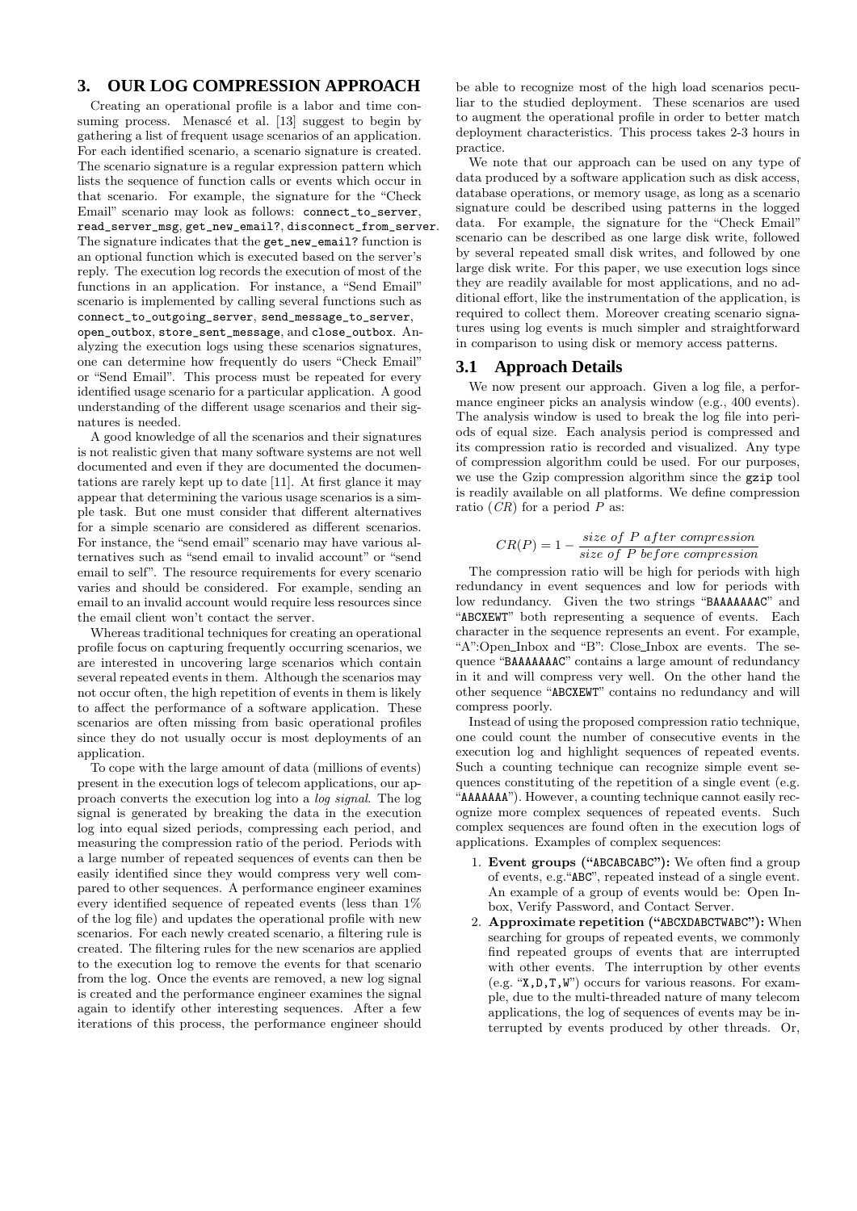## 3. OUR LOG COMPRESSION APPROACH

Creating an operational profile is a labor and time consuming process. Menascé et al. [13] suggest to begin by gathering a list of frequent usage scenarios of an application. For each identified scenario, a scenario signature is created. The scenario signature is a regular expression pattern which lists the sequence of function calls or events which occur in that scenario. For example, the signature for the "Check Email" scenario may look as follows: `connect_to_server`, `read_server_msg`, `get_new_email?`, `disconnect_from_server`. The signature indicates that the `get_new_email?` function is an optional function which is executed based on the server's reply. The execution log records the execution of most of the functions in an application. For instance, a "Send Email" scenario is implemented by calling several functions such as `connect_to_outgoing_server`, `send_message_to_server`, `open_outbox`, `store_sent_message`, and `close_outbox`. Analyzing the execution logs using these scenarios signatures, one can determine how frequently do users "Check Email" or "Send Email". This process must be repeated for every identified usage scenario for a particular application. A good understanding of the different usage scenarios and their signatures is needed.

A good knowledge of all the scenarios and their signatures is not realistic given that many software systems are not well documented and even if they are documented the documentations are rarely kept up to date [11]. At first glance it may appear that determining the various usage scenarios is a simple task. But one must consider that different alternatives for a simple scenario are considered as different scenarios. For instance, the "send email" scenario may have various alternatives such as "send email to invalid account" or "send email to self". The resource requirements for every scenario varies and should be considered. For example, sending an email to an invalid account would require less resources since the email client won't contact the server.

Whereas traditional techniques for creating an operational profile focus on capturing frequently occurring scenarios, we are interested in uncovering large scenarios which contain several repeated events in them. Although the scenarios may not occur often, the high repetition of events in them is likely to affect the performance of a software application. These scenarios are often missing from basic operational profiles since they do not usually occur is most deployments of an application.

To cope with the large amount of data (millions of events) present in the execution logs of telecom applications, our approach converts the execution log into a *log signal*. The log signal is generated by breaking the data in the execution log into equal sized periods, compressing each period, and measuring the compression ratio of the period. Periods with a large number of repeated sequences of events can then be easily identified since they would compress very well compared to other sequences. A performance engineer examines every identified sequence of repeated events (less than 1% of the log file) and updates the operational profile with new scenarios. For each newly created scenario, a filtering rule is created. The filtering rules for the new scenarios are applied to the execution log to remove the events for that scenario from the log. Once the events are removed, a new log signal is created and the performance engineer examines the signal again to identify other interesting sequences. After a few iterations of this process, the performance engineer should be able to recognize most of the high load scenarios peculiar to the studied deployment. These scenarios are used to augment the operational profile in order to better match deployment characteristics. This process takes 2-3 hours in practice.

We note that our approach can be used on any type of data produced by a software application such as disk access, database operations, or memory usage, as long as a scenario signature could be described using patterns in the logged data. For example, the signature for the "Check Email" scenario can be described as one large disk write, followed by several repeated small disk writes, and followed by one large disk write. For this paper, we use execution logs since they are readily available for most applications, and no additional effort, like the instrumentation of the application, is required to collect them. Moreover creating scenario signatures using log events is much simpler and straightforward in comparison to using disk or memory access patterns.

### 3.1 Approach Details

We now present our approach. Given a log file, a performance engineer picks an analysis window (e.g., 400 events). The analysis window is used to break the log file into periods of equal size. Each analysis period is compressed and its compression ratio is recorded and visualized. Any type of compression algorithm could be used. For our purposes, we use the Gzip compression algorithm since the `gzip` tool is readily available on all platforms. We define compression ratio ($CR$) for a period $P$ as:

$$CR(P) = 1 - \frac{size\ of\ P\ after\ compression}{size\ of\ P\ before\ compression}$$

The compression ratio will be high for periods with high redundancy in event sequences and low for periods with low redundancy. Given the two strings "`BAAAAAAAC`" and "`ABCXEWT`" both representing a sequence of events. Each character in the sequence represents an event. For example, "A":Open_Inbox and "B": Close_Inbox are events. The sequence "`BAAAAAAAC`" contains a large amount of redundancy in it and will compress very well. On the other hand the other sequence "`ABCXEWT`" contains no redundancy and will compress poorly.

Instead of using the proposed compression ratio technique, one could count the number of consecutive events in the execution log and highlight sequences of repeated events. Such a counting technique can recognize simple event sequences constituting of the repetition of a single event (e.g. "`AAAAAAA`"). However, a counting technique cannot easily recognize more complex sequences of repeated events. Such complex sequences are found often in the execution logs of applications. Examples of complex sequences:

1. **Event groups ("`ABCABCABC`"):** We often find a group of events, e.g."`ABC`", repeated instead of a single event. An example of a group of events would be: Open Inbox, Verify Password, and Contact Server.
2. **Approximate repetition ("`ABCXDABCTWABC`"):** When searching for groups of repeated events, we commonly find repeated groups of events that are interrupted with other events. The interruption by other events (e.g. "`X,D,T,W`") occurs for various reasons. For example, due to the multi-threaded nature of many telecom applications, the log of sequences of events may be interrupted by events produced by other threads. Or,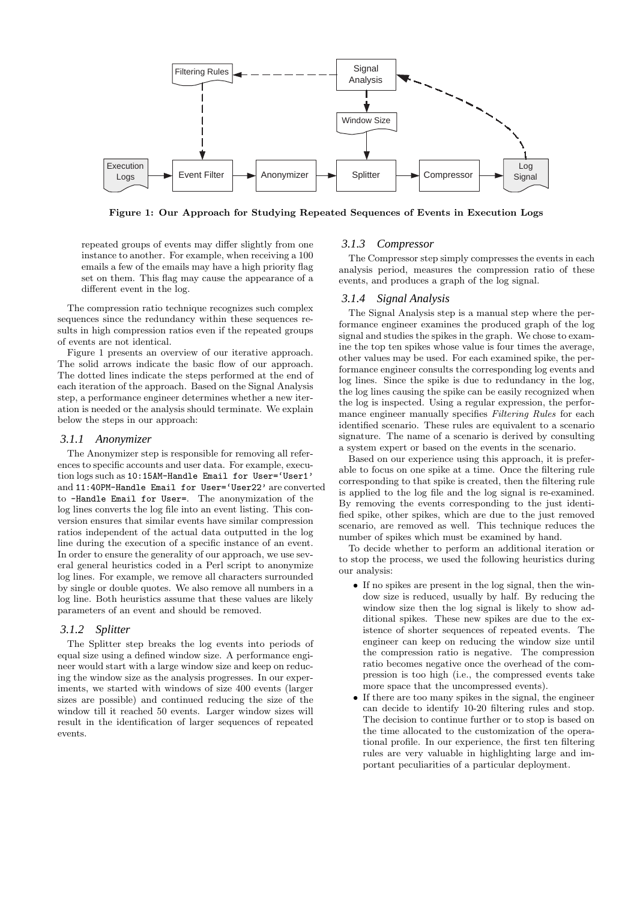**Figure 1: Our Approach for Studying Repeated Sequences of Events in Execution Logs**

repeated groups of events may differ slightly from one instance to another. For example, when receiving a 100 emails a few of the emails may have a high priority flag set on them. This flag may cause the appearance of a different event in the log.

The compression ratio technique recognizes such complex sequences since the redundancy within these sequences results in high compression ratios even if the repeated groups of events are not identical.

Figure 1 presents an overview of our iterative approach. The solid arrows indicate the basic flow of our approach. The dotted lines indicate the steps performed at the end of each iteration of the approach. Based on the Signal Analysis step, a performance engineer determines whether a new iteration is needed or the analysis should terminate. We explain below the steps in our approach:

### 3.1.1 Anonymizer

The Anonymizer step is responsible for removing all references to specific accounts and user data. For example, execution logs such as `10:15AM-Handle Email for User='User1'` and `11:40PM-Handle Email for User='User22'` are converted to `-Handle Email for User=`. The anonymization of the log lines converts the log file into an event listing. This conversion ensures that similar events have similar compression ratios independent of the actual data outputted in the log line during the execution of a specific instance of an event. In order to ensure the generality of our approach, we use several general heuristics coded in a Perl script to anonymize log lines. For example, we remove all characters surrounded by single or double quotes. We also remove all numbers in a log line. Both heuristics assume that these values are likely parameters of an event and should be removed.

### 3.1.2 Splitter

The Splitter step breaks the log events into periods of equal size using a defined window size. A performance engineer would start with a large window size and keep on reducing the window size as the analysis progresses. In our experiments, we started with windows of size 400 events (larger sizes are possible) and continued reducing the size of the window till it reached 50 events. Larger window sizes will result in the identification of larger sequences of repeated events.

### 3.1.3 Compressor

The Compressor step simply compresses the events in each analysis period, measures the compression ratio of these events, and produces a graph of the log signal.

### 3.1.4 Signal Analysis

The Signal Analysis step is a manual step where the performance engineer examines the produced graph of the log signal and studies the spikes in the graph. We chose to examine the top ten spikes whose value is four times the average, other values may be used. For each examined spike, the performance engineer consults the corresponding log events and log lines. Since the spike is due to redundancy in the log, the log lines causing the spike can be easily recognized when the log is inspected. Using a regular expression, the performance engineer manually specifies *Filtering Rules* for each identified scenario. These rules are equivalent to a scenario signature. The name of a scenario is derived by consulting a system expert or based on the events in the scenario.

Based on our experience using this approach, it is preferable to focus on one spike at a time. Once the filtering rule corresponding to that spike is created, then the filtering rule is applied to the log file and the log signal is re-examined. By removing the events corresponding to the just identified spike, other spikes, which are due to the just removed scenario, are removed as well. This technique reduces the number of spikes which must be examined by hand.

To decide whether to perform an additional iteration or to stop the process, we used the following heuristics during our analysis:

- If no spikes are present in the log signal, then the window size is reduced, usually by half. By reducing the window size then the log signal is likely to show additional spikes. These new spikes are due to the existence of shorter sequences of repeated events. The engineer can keep on reducing the window size until the compression ratio is negative. The compression ratio becomes negative once the overhead of the compression is too high (i.e., the compressed events take more space that the uncompressed events).
- If there are too many spikes in the signal, the engineer can decide to identify 10-20 filtering rules and stop. The decision to continue further or to stop is based on the time allocated to the customization of the operational profile. In our experience, the first ten filtering rules are very valuable in highlighting large and important peculiarities of a particular deployment.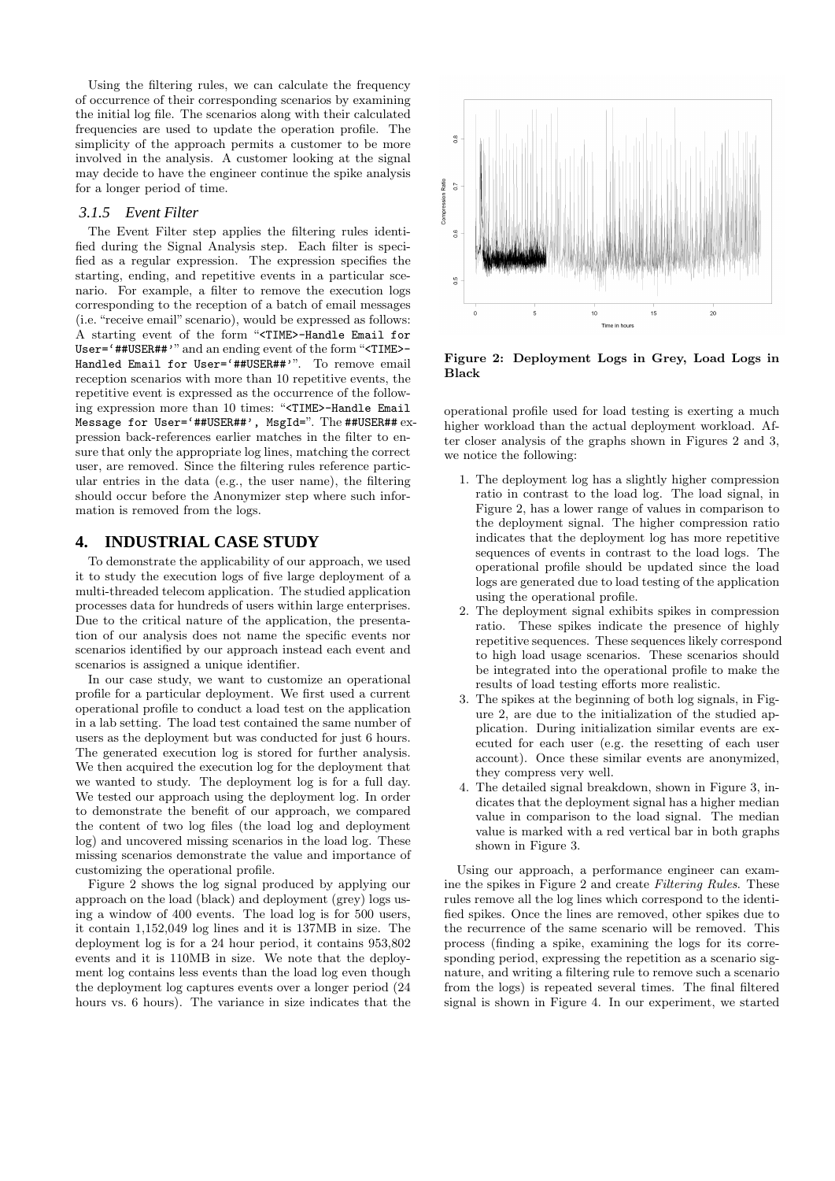Using the filtering rules, we can calculate the frequency of occurrence of their corresponding scenarios by examining the initial log file. The scenarios along with their calculated frequencies are used to update the operation profile. The simplicity of the approach permits a customer to be more involved in the analysis. A customer looking at the signal may decide to have the engineer continue the spike analysis for a longer period of time.

### 3.1.5 Event Filter

The Event Filter step applies the filtering rules identified during the Signal Analysis step. Each filter is specified as a regular expression. The expression specifies the starting, ending, and repetitive events in a particular scenario. For example, a filter to remove the execution logs corresponding to the reception of a batch of email messages (i.e. "receive email" scenario), would be expressed as follows: A starting event of the form "`<TIME>-Handle Email for User='##USER##'`" and an ending event of the form "`<TIME>-Handled Email for User='##USER##'`". To remove email reception scenarios with more than 10 repetitive events, the repetitive event is expressed as the occurrence of the following expression more than 10 times: "`<TIME>-Handle Email Message for User='##USER##', MsgId=`". The `##USER##` expression back-references earlier matches in the filter to ensure that only the appropriate log lines, matching the correct user, are removed. Since the filtering rules reference particular entries in the data (e.g., the user name), the filtering should occur before the Anonymizer step where such information is removed from the logs.

## 4. INDUSTRIAL CASE STUDY

To demonstrate the applicability of our approach, we used it to study the execution logs of five large deployment of a multi-threaded telecom application. The studied application processes data for hundreds of users within large enterprises. Due to the critical nature of the application, the presentation of our analysis does not name the specific events nor scenarios identified by our approach instead each event and scenarios is assigned a unique identifier.

In our case study, we want to customize an operational profile for a particular deployment. We first used a current operational profile to conduct a load test on the application in a lab setting. The load test contained the same number of users as the deployment but was conducted for just 6 hours. The generated execution log is stored for further analysis. We then acquired the execution log for the deployment that we wanted to study. The deployment log is for a full day. We tested our approach using the deployment log. In order to demonstrate the benefit of our approach, we compared the content of two log files (the load log and deployment log) and uncovered missing scenarios in the load log. These missing scenarios demonstrate the value and importance of customizing the operational profile.

Figure 2 shows the log signal produced by applying our approach on the load (black) and deployment (grey) logs using a window of 400 events. The load log is for 500 users, it contain 1,152,049 log lines and it is 137MB in size. The deployment log is for a 24 hour period, it contains 953,802 events and it is 110MB in size. We note that the deployment log contains less events than the load log even though the deployment log captures events over a longer period (24 hours vs. 6 hours). The variance in size indicates that the operational profile used for load testing is exerting a much higher workload than the actual deployment workload. After closer analysis of the graphs shown in Figures 2 and 3, we notice the following:

**Figure 2: Deployment Logs in Grey, Load Logs in Black**

1. The deployment log has a slightly higher compression ratio in contrast to the load log. The load signal, in Figure 2, has a lower range of values in comparison to the deployment signal. The higher compression ratio indicates that the deployment log has more repetitive sequences of events in contrast to the load logs. The operational profile should be updated since the load logs are generated due to load testing of the application using the operational profile.
2. The deployment signal exhibits spikes in compression ratio. These spikes indicate the presence of highly repetitive sequences. These sequences likely correspond to high load usage scenarios. These scenarios should be integrated into the operational profile to make the results of load testing efforts more realistic.
3. The spikes at the beginning of both log signals, in Figure 2, are due to the initialization of the studied application. During initialization similar events are executed for each user (e.g. the resetting of each user account). Once these similar events are anonymized, they compress very well.
4. The detailed signal breakdown, shown in Figure 3, indicates that the deployment signal has a higher median value in comparison to the load signal. The median value is marked with a red vertical bar in both graphs shown in Figure 3.

Using our approach, a performance engineer can examine the spikes in Figure 2 and create *Filtering Rules*. These rules remove all the log lines which correspond to the identified spikes. Once the lines are removed, other spikes due to the recurrence of the same scenario will be removed. This process (finding a spike, examining the logs for its corresponding period, expressing the repetition as a scenario signature, and writing a filtering rule to remove such a scenario from the logs) is repeated several times. The final filtered signal is shown in Figure 4. In our experiment, we started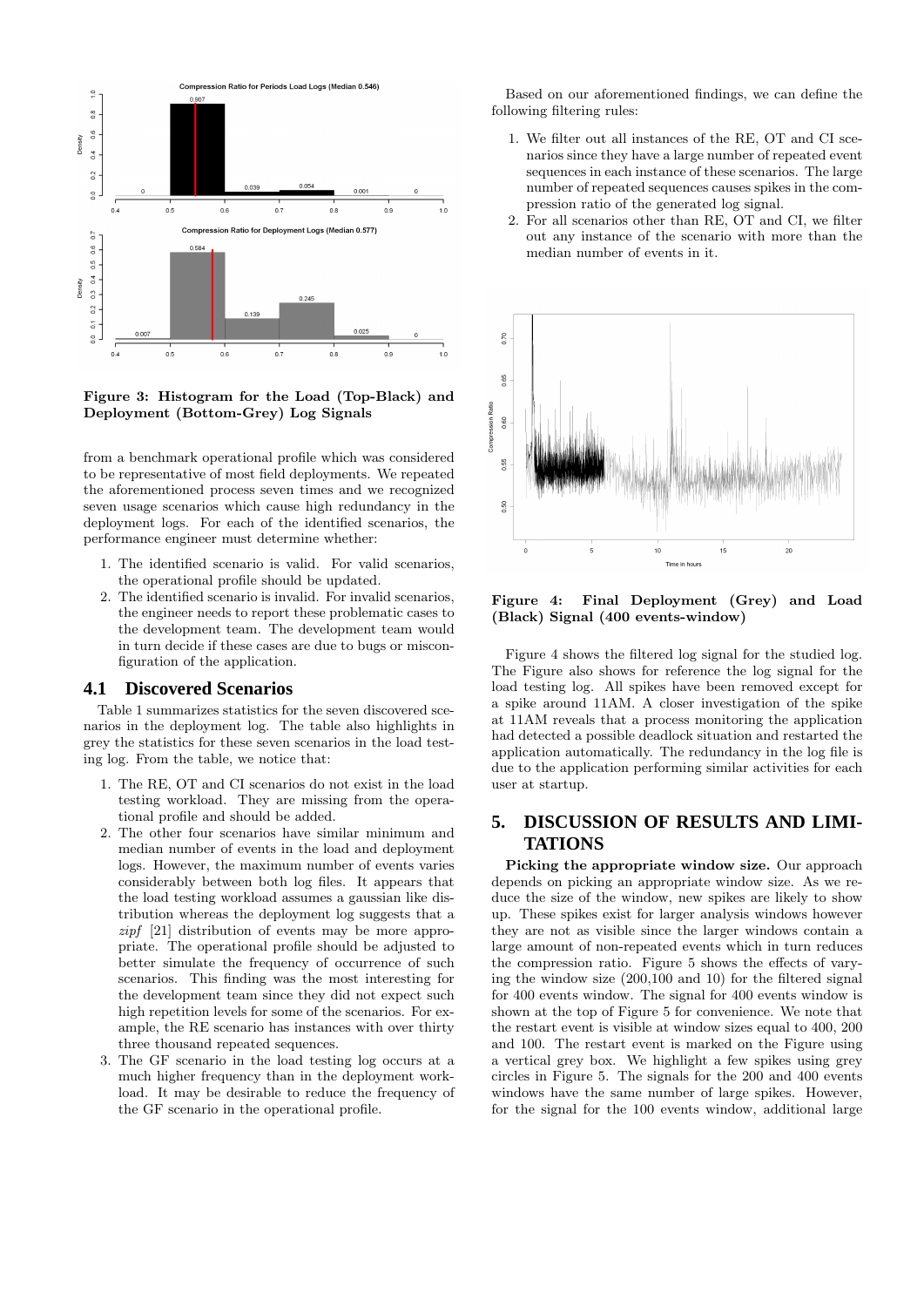Figure 3: Histogram for the Load (Top-Black) and Deployment (Bottom-Grey) Log Signals

from a benchmark operational profile which was considered to be representative of most field deployments. We repeated the aforementioned process seven times and we recognized seven usage scenarios which cause high redundancy in the deployment logs. For each of the identified scenarios, the performance engineer must determine whether:

1. The identified scenario is valid. For valid scenarios, the operational profile should be updated.
2. The identified scenario is invalid. For invalid scenarios, the engineer needs to report these problematic cases to the development team. The development team would in turn decide if these cases are due to bugs or misconfiguration of the application.

## 4.1 Discovered Scenarios

Table 1 summarizes statistics for the seven discovered scenarios in the deployment log. The table also highlights in grey the statistics for these seven scenarios in the load testing log. From the table, we notice that:

1. The RE, OT and CI scenarios do not exist in the load testing workload. They are missing from the operational profile and should be added.
2. The other four scenarios have similar minimum and median number of events in the load and deployment logs. However, the maximum number of events varies considerably between both log files. It appears that the load testing workload assumes a gaussian like distribution whereas the deployment log suggests that a *zipf* [21] distribution of events may be more appropriate. The operational profile should be adjusted to better simulate the frequency of occurrence of such scenarios. This finding was the most interesting for the development team since they did not expect such high repetition levels for some of the scenarios. For example, the RE scenario has instances with over thirty three thousand repeated sequences.
3. The GF scenario in the load testing log occurs at a much higher frequency than in the deployment workload. It may be desirable to reduce the frequency of the GF scenario in the operational profile.

Based on our aforementioned findings, we can define the following filtering rules:

1. We filter out all instances of the RE, OT and CI scenarios since they have a large number of repeated event sequences in each instance of these scenarios. The large number of repeated sequences causes spikes in the compression ratio of the generated log signal.
2. For all scenarios other than RE, OT and CI, we filter out any instance of the scenario with more than the median number of events in it.

Figure 4: Final Deployment (Grey) and Load (Black) Signal (400 events-window)

Figure 4 shows the filtered log signal for the studied log. The Figure also shows for reference the log signal for the load testing log. All spikes have been removed except for a spike around 11AM. A closer investigation of the spike at 11AM reveals that a process monitoring the application had detected a possible deadlock situation and restarted the application automatically. The redundancy in the log file is due to the application performing similar activities for each user at startup.

# 5. DISCUSSION OF RESULTS AND LIMITATIONS

**Picking the appropriate window size.** Our approach depends on picking an appropriate window size. As we reduce the size of the window, new spikes are likely to show up. These spikes exist for larger analysis windows however they are not as visible since the larger windows contain a large amount of non-repeated events which in turn reduces the compression ratio. Figure 5 shows the effects of varying the window size (200,100 and 10) for the filtered signal for 400 events window. The signal for 400 events window is shown at the top of Figure 5 for convenience. We note that the restart event is visible at window sizes equal to 400, 200 and 100. The restart event is marked on the Figure using a vertical grey box. We highlight a few spikes using grey circles in Figure 5. The signals for the 200 and 400 events windows have the same number of large spikes. However, for the signal for the 100 events window, additional large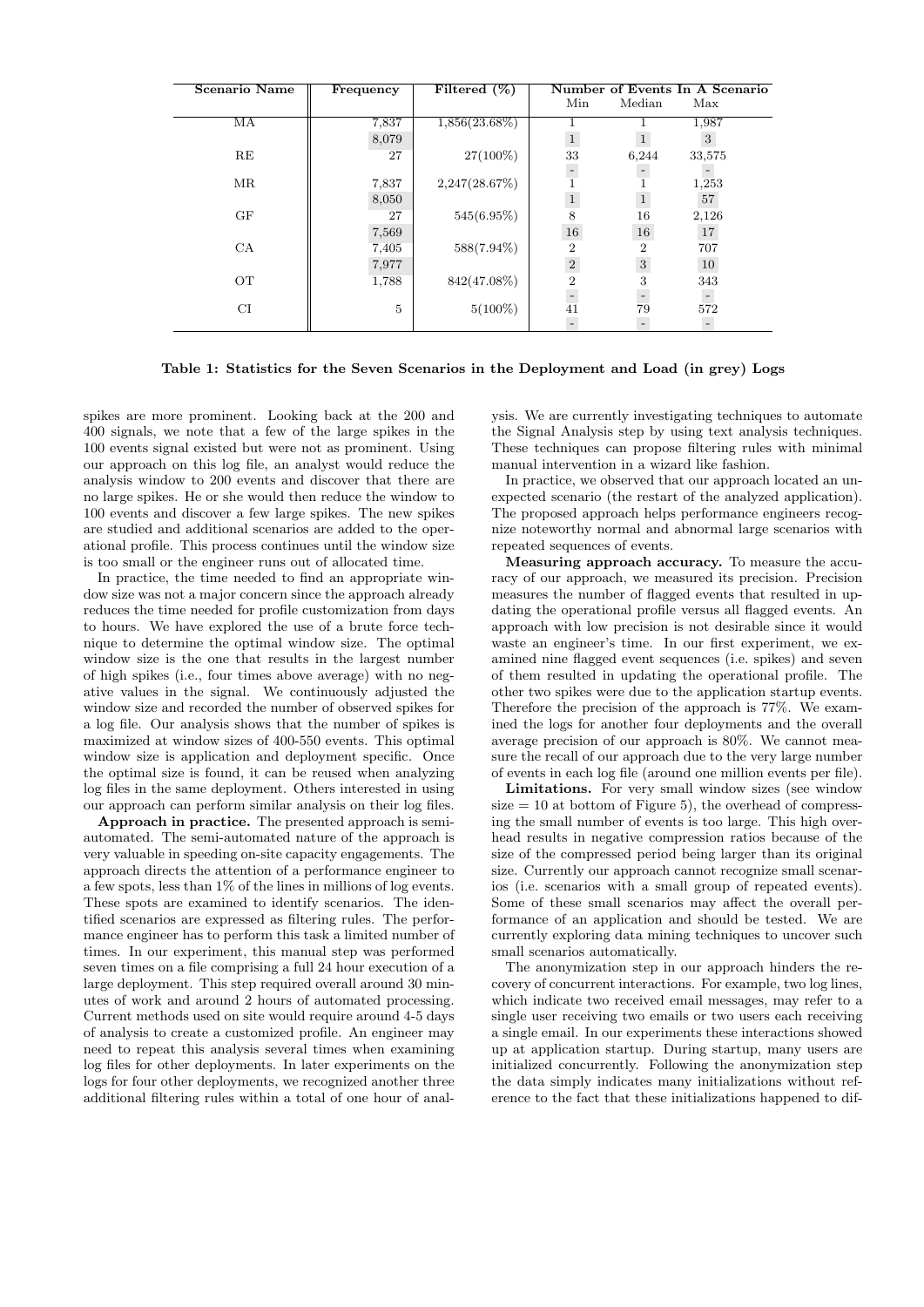| Scenario Name | Frequency | Filtered (%) | Number of Events In A Scenario | | |
|---|---|---|---|---|---|
| | | | Min | Median | Max |
| MA | 7,837 | 1,856(23.68%) | 1 | 1 | 1,987 |
| | 8,079 | | 1 | 1 | 3 |
| RE | 27 | 27(100%) | 33 | 6,244 | 33,575 |
| | | | - | - | - |
| MR | 7,837 | 2,247(28.67%) | 1 | 1 | 1,253 |
| | 8,050 | | 1 | 1 | 57 |
| GF | 27 | 545(6.95%) | 8 | 16 | 2,126 |
| | 7,569 | | 16 | 16 | 17 |
| CA | 7,405 | 588(7.94%) | 2 | 2 | 707 |
| | 7,977 | | 2 | 3 | 10 |
| OT | 1,788 | 842(47.08%) | 2 | 3 | 343 |
| | | | - | - | - |
| CI | 5 | 5(100%) | 41 | 79 | 572 |
| | | | - | - | - |

**Table 1: Statistics for the Seven Scenarios in the Deployment and Load (in grey) Logs**

spikes are more prominent. Looking back at the 200 and 400 signals, we note that a few of the large spikes in the 100 events signal existed but were not as prominent. Using our approach on this log file, an analyst would reduce the analysis window to 200 events and discover that there are no large spikes. He or she would then reduce the window to 100 events and discover a few large spikes. The new spikes are studied and additional scenarios are added to the operational profile. This process continues until the window size is too small or the engineer runs out of allocated time.

In practice, the time needed to find an appropriate window size was not a major concern since the approach already reduces the time needed for profile customization from days to hours. We have explored the use of a brute force technique to determine the optimal window size. The optimal window size is the one that results in the largest number of high spikes (i.e., four times above average) with no negative values in the signal. We continuously adjusted the window size and recorded the number of observed spikes for a log file. Our analysis shows that the number of spikes is maximized at window sizes of 400-550 events. This optimal window size is application and deployment specific. Once the optimal size is found, it can be reused when analyzing log files in the same deployment. Others interested in using our approach can perform similar analysis on their log files.

**Approach in practice.** The presented approach is semi-automated. The semi-automated nature of the approach is very valuable in speeding on-site capacity engagements. The approach directs the attention of a performance engineer to a few spots, less than 1% of the lines in millions of log events. These spots are examined to identify scenarios. The identified scenarios are expressed as filtering rules. The performance engineer has to perform this task a limited number of times. In our experiment, this manual step was performed seven times on a file comprising a full 24 hour execution of a large deployment. This step required overall around 30 minutes of work and around 2 hours of automated processing. Current methods used on site would require around 4-5 days of analysis to create a customized profile. An engineer may need to repeat this analysis several times when examining log files for other deployments. In later experiments on the logs for four other deployments, we recognized another three additional filtering rules within a total of one hour of analysis. We are currently investigating techniques to automate the Signal Analysis step by using text analysis techniques. These techniques can propose filtering rules with minimal manual intervention in a wizard like fashion.

In practice, we observed that our approach located an unexpected scenario (the restart of the analyzed application). The proposed approach helps performance engineers recognize noteworthy normal and abnormal large scenarios with repeated sequences of events.

**Measuring approach accuracy.** To measure the accuracy of our approach, we measured its precision. Precision measures the number of flagged events that resulted in updating the operational profile versus all flagged events. An approach with low precision is not desirable since it would waste an engineer's time. In our first experiment, we examined nine flagged event sequences (i.e. spikes) and seven of them resulted in updating the operational profile. The other two spikes were due to the application startup events. Therefore the precision of the approach is 77%. We examined the logs for another four deployments and the overall average precision of our approach is 80%. We cannot measure the recall of our approach due to the very large number of events in each log file (around one million events per file).

**Limitations.** For very small window sizes (see window size = 10 at bottom of Figure 5), the overhead of compressing the small number of events is too large. This high overhead results in negative compression ratios because of the size of the compressed period being larger than its original size. Currently our approach cannot recognize small scenarios (i.e. scenarios with a small group of repeated events). Some of these small scenarios may affect the overall performance of an application and should be tested. We are currently exploring data mining techniques to uncover such small scenarios automatically.

The anonymization step in our approach hinders the recovery of concurrent interactions. For example, two log lines, which indicate two received email messages, may refer to a single user receiving two emails or two users each receiving a single email. In our experiments these interactions showed up at application startup. During startup, many users are initialized concurrently. Following the anonymization step the data simply indicates many initializations without reference to the fact that these initializations happened to dif-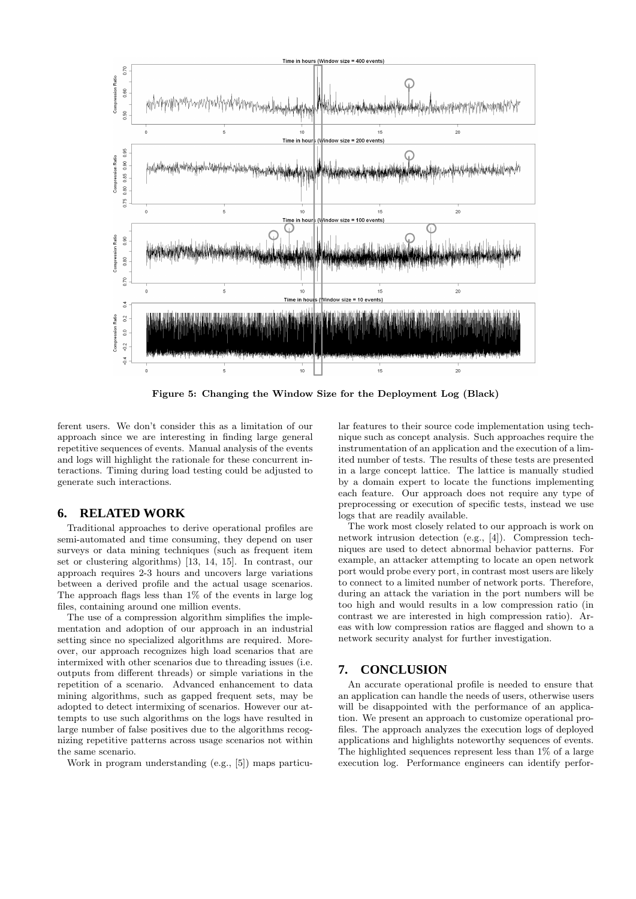Figure 5: Changing the Window Size for the Deployment Log (Black)

ferent users. We don't consider this as a limitation of our approach since we are interesting in finding large general repetitive sequences of events. Manual analysis of the events and logs will highlight the rationale for these concurrent interactions. Timing during load testing could be adjusted to generate such interactions.

## 6. RELATED WORK

Traditional approaches to derive operational profiles are semi-automated and time consuming, they depend on user surveys or data mining techniques (such as frequent item set or clustering algorithms) [13, 14, 15]. In contrast, our approach requires 2-3 hours and uncovers large variations between a derived profile and the actual usage scenarios. The approach flags less than 1% of the events in large log files, containing around one million events.

The use of a compression algorithm simplifies the implementation and adoption of our approach in an industrial setting since no specialized algorithms are required. Moreover, our approach recognizes high load scenarios that are intermixed with other scenarios due to threading issues (i.e. outputs from different threads) or simple variations in the repetition of a scenario. Advanced enhancement to data mining algorithms, such as gapped frequent sets, may be adopted to detect intermixing of scenarios. However our attempts to use such algorithms on the logs have resulted in large number of false positives due to the algorithms recognizing repetitive patterns across usage scenarios not within the same scenario.

Work in program understanding (e.g., [5]) maps particular features to their source code implementation using technique such as concept analysis. Such approaches require the instrumentation of an application and the execution of a limited number of tests. The results of these tests are presented in a large concept lattice. The lattice is manually studied by a domain expert to locate the functions implementing each feature. Our approach does not require any type of preprocessing or execution of specific tests, instead we use logs that are readily available.

The work most closely related to our approach is work on network intrusion detection (e.g., [4]). Compression techniques are used to detect abnormal behavior patterns. For example, an attacker attempting to locate an open network port would probe every port, in contrast most users are likely to connect to a limited number of network ports. Therefore, during an attack the variation in the port numbers will be too high and would results in a low compression ratio (in contrast we are interested in high compression ratio). Areas with low compression ratios are flagged and shown to a network security analyst for further investigation.

## 7. CONCLUSION

An accurate operational profile is needed to ensure that an application can handle the needs of users, otherwise users will be disappointed with the performance of an application. We present an approach to customize operational profiles. The approach analyzes the execution logs of deployed applications and highlights noteworthy sequences of events. The highlighted sequences represent less than 1% of a large execution log. Performance engineers can identify perfor-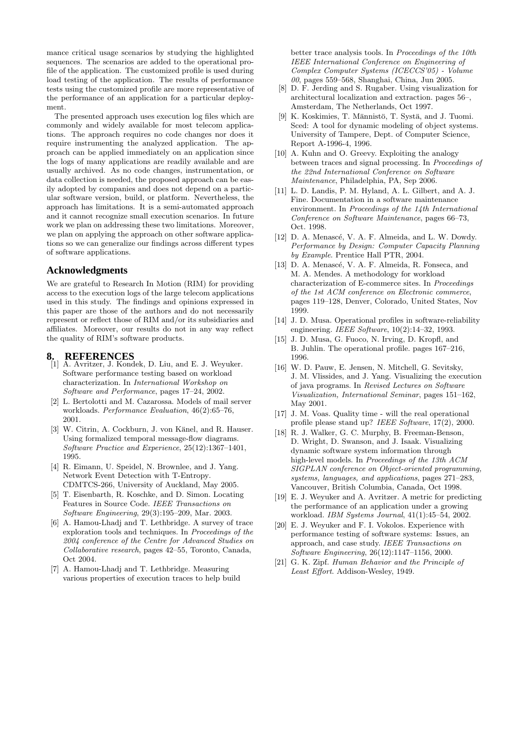mance critical usage scenarios by studying the highlighted sequences. The scenarios are added to the operational profile of the application. The customized profile is used during load testing of the application. The results of performance tests using the customized profile are more representative of the performance of an application for a particular deployment.

The presented approach uses execution log files which are commonly and widely available for most telecom applications. The approach requires no code changes nor does it require instrumenting the analyzed application. The approach can be applied immediately on an application since the logs of many applications are readily available and are usually archived. As no code changes, instrumentation, or data collection is needed, the proposed approach can be easily adopted by companies and does not depend on a particular software version, build, or platform. Nevertheless, the approach has limitations. It is a semi-automated approach and it cannot recognize small execution scenarios. In future work we plan on addressing these two limitations. Moreover, we plan on applying the approach on other software applications so we can generalize our findings across different types of software applications.

## Acknowledgments

We are grateful to Research In Motion (RIM) for providing access to the execution logs of the large telecom applications used in this study. The findings and opinions expressed in this paper are those of the authors and do not necessarily represent or reflect those of RIM and/or its subsidiaries and affiliates. Moreover, our results do not in any way reflect the quality of RIM's software products.

## 8. REFERENCES

[1] A. Avritzer, J. Kondek, D. Liu, and E. J. Weyuker. Software performance testing based on workload characterization. In *International Workshop on Software and Performance*, pages 17–24, 2002.

[2] L. Bertolotti and M. Cazarossa. Models of mail server workloads. *Performance Evaluation*, 46(2):65–76, 2001.

[3] W. Citrin, A. Cockburn, J. von Känel, and R. Hauser. Using formalized temporal message-flow diagrams. *Software Practice and Experience*, 25(12):1367–1401, 1995.

[4] R. Eimann, U. Speidel, N. Brownlee, and J. Yang. Network Event Detection with T-Entropy. CDMTCS-266, University of Auckland, May 2005.

[5] T. Eisenbarth, R. Koschke, and D. Simon. Locating Features in Source Code. *IEEE Transactions on Software Engineering*, 29(3):195–209, Mar. 2003.

[6] A. Hamou-Lhadj and T. Lethbridge. A survey of trace exploration tools and techniques. In *Proceedings of the 2004 conference of the Centre for Advanced Studies on Collaborative research*, pages 42–55, Toronto, Canada, Oct 2004.

[7] A. Hamou-Lhadj and T. Lethbridge. Measuring various properties of execution traces to help build better trace analysis tools. In *Proceedings of the 10th IEEE International Conference on Engineering of Complex Computer Systems (ICECCS'05) - Volume 00*, pages 559–568, Shanghai, China, Jun 2005.

[8] D. F. Jerding and S. Rugaber. Using visualization for architectural localization and extraction. pages 56–, Amsterdam, The Netherlands, Oct 1997.

[9] K. Koskimies, T. Männistö, T. Systä, and J. Tuomi. Sced: A tool for dynamic modeling of object systems. University of Tampere, Dept. of Computer Science, Report A-1996-4, 1996.

[10] A. Kuhn and O. Greevy. Exploiting the analogy between traces and signal processing. In *Proceedings of the 22nd International Conference on Software Maintenance*, Philadelphia, PA, Sep 2006.

[11] L. D. Landis, P. M. Hyland, A. L. Gilbert, and A. J. Fine. Documentation in a software maintenance environment. In *Proceedings of the 14th International Conference on Software Maintenance*, pages 66–73, Oct. 1998.

[12] D. A. Menascé, V. A. F. Almeida, and L. W. Dowdy. *Performance by Design: Computer Capacity Planning by Example*. Prentice Hall PTR, 2004.

[13] D. A. Menascé, V. A. F. Almeida, R. Fonseca, and M. A. Mendes. A methodology for workload characterization of E-commerce sites. In *Proceedings of the 1st ACM conference on Electronic commerce*, pages 119–128, Denver, Colorado, United States, Nov 1999.

[14] J. D. Musa. Operational profiles in software-reliability engineering. *IEEE Software*, 10(2):14–32, 1993.

[15] J. D. Musa, G. Fuoco, N. Irving, D. Kropfl, and B. Juhlin. The operational profile. pages 167–216, 1996.

[16] W. D. Pauw, E. Jensen, N. Mitchell, G. Sevitsky, J. M. Vlissides, and J. Yang. Visualizing the execution of java programs. In *Revised Lectures on Software Visualization, International Seminar*, pages 151–162, May 2001.

[17] J. M. Voas. Quality time - will the real operational profile please stand up? *IEEE Software*, 17(2), 2000.

[18] R. J. Walker, G. C. Murphy, B. Freeman-Benson, D. Wright, D. Swanson, and J. Isaak. Visualizing dynamic software system information through high-level models. In *Proceedings of the 13th ACM SIGPLAN conference on Object-oriented programming, systems, languages, and applications*, pages 271–283, Vancouver, British Columbia, Canada, Oct 1998.

[19] E. J. Weyuker and A. Avritzer. A metric for predicting the performance of an application under a growing workload. *IBM Systems Journal*, 41(1):45–54, 2002.

[20] E. J. Weyuker and F. I. Vokolos. Experience with performance testing of software systems: Issues, an approach, and case study. *IEEE Transactions on Software Engineering*, 26(12):1147–1156, 2000.

[21] G. K. Zipf. *Human Behavior and the Principle of Least Effort*. Addison-Wesley, 1949.